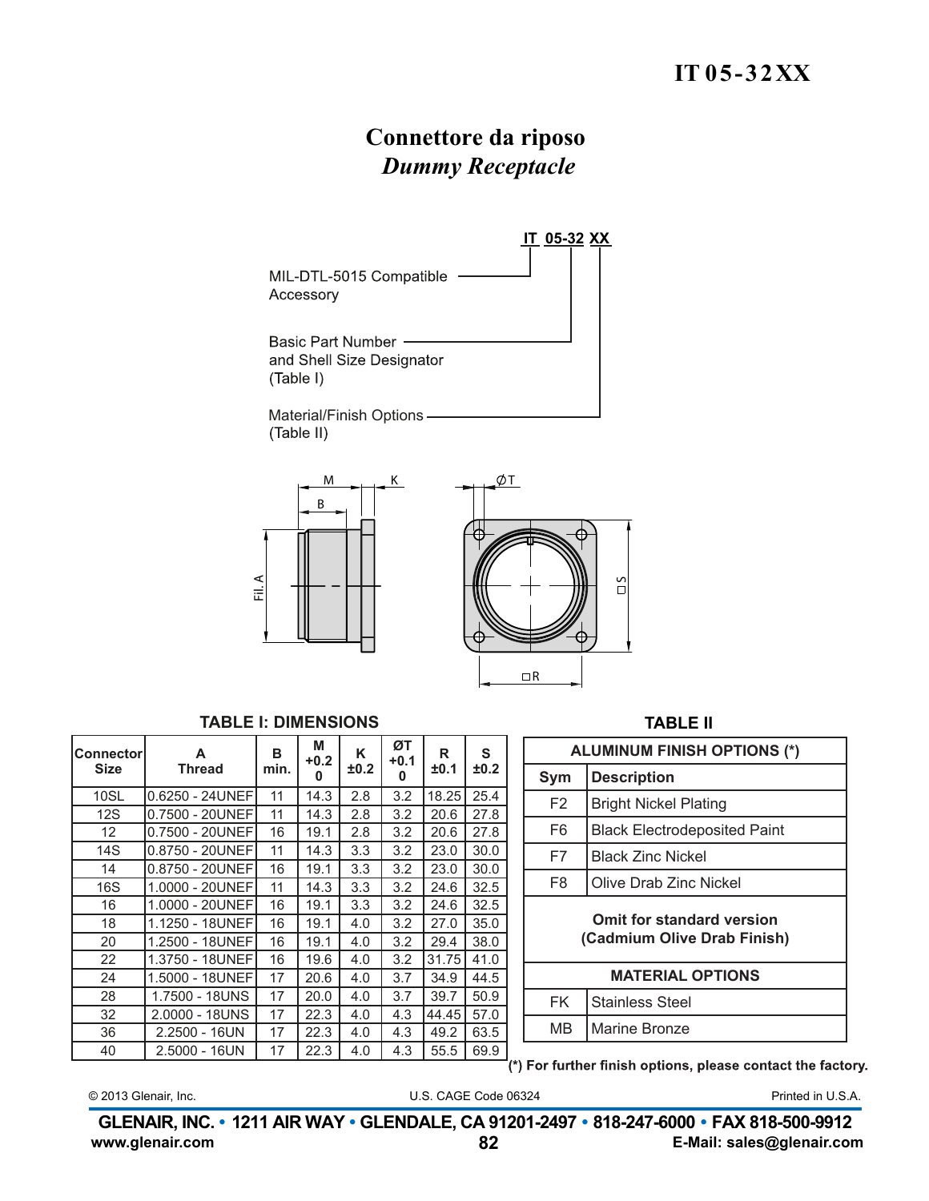# IT 05-32XX

## Connettore da riposo
## *Dummy Receptacle*

**IT 05-32 XX**

- MIL-DTL-5015 Compatible Accessory — IT
- Basic Part Number and Shell Size Designator (Table I) — 05-32
- Material/Finish Options (Table II) — XX

M
K
B
ØT
Fil. A
□S
□R

**TABLE I: DIMENSIONS**

| Connector Size | A Thread | B min. | M +0.2 0 | K ±0.2 | ØT +0.1 0 | R ±0.1 | S ±0.2 |
|---|---|---|---|---|---|---|---|
| 10SL | 0.6250 - 24UNEF | 11 | 14.3 | 2.8 | 3.2 | 18.25 | 25.4 |
| 12S | 0.7500 - 20UNEF | 11 | 14.3 | 2.8 | 3.2 | 20.6 | 27.8 |
| 12 | 0.7500 - 20UNEF | 16 | 19.1 | 2.8 | 3.2 | 20.6 | 27.8 |
| 14S | 0.8750 - 20UNEF | 11 | 14.3 | 3.3 | 3.2 | 23.0 | 30.0 |
| 14 | 0.8750 - 20UNEF | 16 | 19.1 | 3.3 | 3.2 | 23.0 | 30.0 |
| 16S | 1.0000 - 20UNEF | 11 | 14.3 | 3.3 | 3.2 | 24.6 | 32.5 |
| 16 | 1.0000 - 20UNEF | 16 | 19.1 | 3.3 | 3.2 | 24.6 | 32.5 |
| 18 | 1.1250 - 18UNEF | 16 | 19.1 | 4.0 | 3.2 | 27.0 | 35.0 |
| 20 | 1.2500 - 18UNEF | 16 | 19.1 | 4.0 | 3.2 | 29.4 | 38.0 |
| 22 | 1.3750 - 18UNEF | 16 | 19.6 | 4.0 | 3.2 | 31.75 | 41.0 |
| 24 | 1.5000 - 18UNEF | 17 | 20.6 | 4.0 | 3.7 | 34.9 | 44.5 |
| 28 | 1.7500 - 18UNS | 17 | 20.0 | 4.0 | 3.7 | 39.7 | 50.9 |
| 32 | 2.0000 - 18UNS | 17 | 22.3 | 4.0 | 4.3 | 44.45 | 57.0 |
| 36 | 2.2500 - 16UN | 17 | 22.3 | 4.0 | 4.3 | 49.2 | 63.5 |
| 40 | 2.5000 - 16UN | 17 | 22.3 | 4.0 | 4.3 | 55.5 | 69.9 |

**TABLE II**

| ALUMINUM FINISH OPTIONS (*) | |
|---|---|
| **Sym** | **Description** |
| F2 | Bright Nickel Plating |
| F6 | Black Electrodeposited Paint |
| F7 | Black Zinc Nickel |
| F8 | Olive Drab Zinc Nickel |
| **Omit for standard version (Cadmium Olive Drab Finish)** | |
| **MATERIAL OPTIONS** | |
| FK | Stainless Steel |
| MB | Marine Bronze |

**(*) For further finish options, please contact the factory.**

© 2013 Glenair, Inc. U.S. CAGE Code 06324 Printed in U.S.A.

**GLENAIR, INC. • 1211 AIR WAY • GLENDALE, CA 91201-2497 • 818-247-6000 • FAX 818-500-9912**
**www.glenair.com** **E-Mail: sales@glenair.com**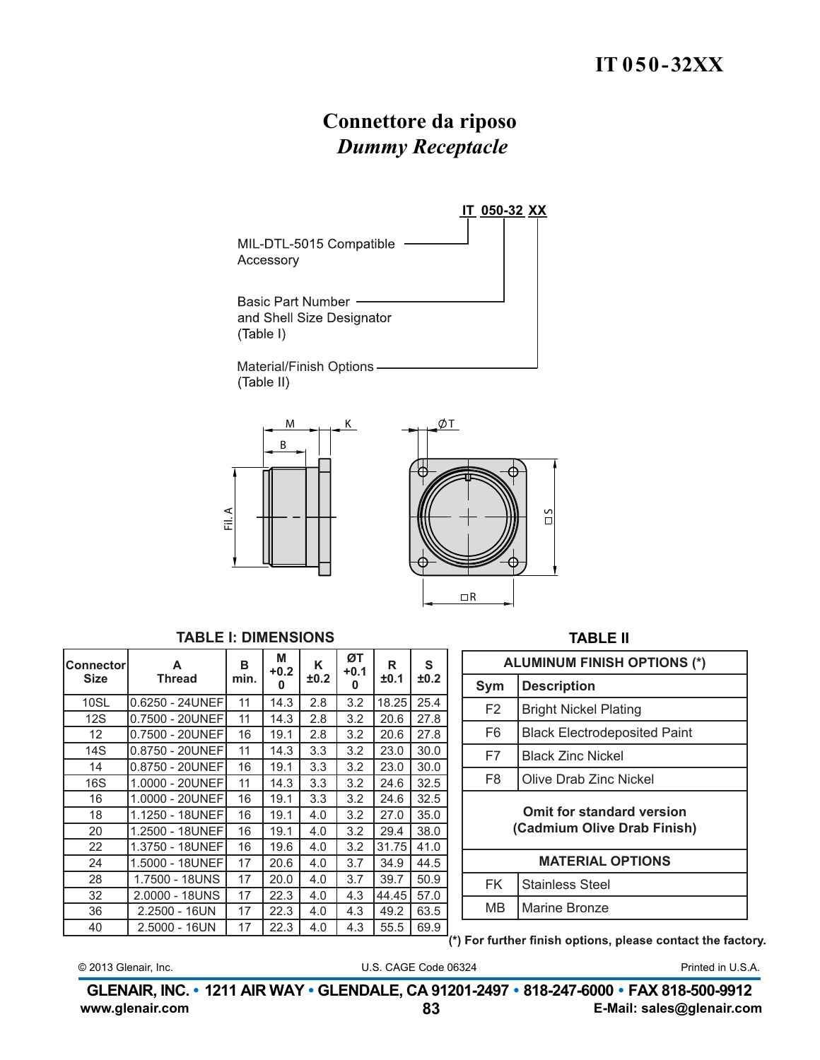# IT 050-32XX

## Connettore da riposo
## *Dummy Receptacle*

IT 050-32 XX

- IT — MIL-DTL-5015 Compatible Accessory
- 050-32 — Basic Part Number and Shell Size Designator (Table I)
- XX — Material/Finish Options (Table II)

M
K
B
ØT
Fil. A
□S
□R

### TABLE I: DIMENSIONS

| Connector Size | A Thread | B min. | M +0.2 0 | K ±0.2 | ØT +0.1 0 | R ±0.1 | S ±0.2 |
|---|---|---|---|---|---|---|---|
| 10SL | 0.6250 - 24UNEF | 11 | 14.3 | 2.8 | 3.2 | 18.25 | 25.4 |
| 12S | 0.7500 - 20UNEF | 11 | 14.3 | 2.8 | 3.2 | 20.6 | 27.8 |
| 12 | 0.7500 - 20UNEF | 16 | 19.1 | 2.8 | 3.2 | 20.6 | 27.8 |
| 14S | 0.8750 - 20UNEF | 11 | 14.3 | 3.3 | 3.2 | 23.0 | 30.0 |
| 14 | 0.8750 - 20UNEF | 16 | 19.1 | 3.3 | 3.2 | 23.0 | 30.0 |
| 16S | 1.0000 - 20UNEF | 11 | 14.3 | 3.3 | 3.2 | 24.6 | 32.5 |
| 16 | 1.0000 - 20UNEF | 16 | 19.1 | 3.3 | 3.2 | 24.6 | 32.5 |
| 18 | 1.1250 - 18UNEF | 16 | 19.1 | 4.0 | 3.2 | 27.0 | 35.0 |
| 20 | 1.2500 - 18UNEF | 16 | 19.1 | 4.0 | 3.2 | 29.4 | 38.0 |
| 22 | 1.3750 - 18UNEF | 16 | 19.6 | 4.0 | 3.2 | 31.75 | 41.0 |
| 24 | 1.5000 - 18UNEF | 17 | 20.6 | 4.0 | 3.7 | 34.9 | 44.5 |
| 28 | 1.7500 - 18UNS | 17 | 20.0 | 4.0 | 3.7 | 39.7 | 50.9 |
| 32 | 2.0000 - 18UNS | 17 | 22.3 | 4.0 | 4.3 | 44.45 | 57.0 |
| 36 | 2.2500 - 16UN | 17 | 22.3 | 4.0 | 4.3 | 49.2 | 63.5 |
| 40 | 2.5000 - 16UN | 17 | 22.3 | 4.0 | 4.3 | 55.5 | 69.9 |

### TABLE II

| ALUMINUM FINISH OPTIONS (*) | |
|---|---|
| **Sym** | **Description** |
| F2 | Bright Nickel Plating |
| F6 | Black Electrodeposited Paint |
| F7 | Black Zinc Nickel |
| F8 | Olive Drab Zinc Nickel |
| **Omit for standard version (Cadmium Olive Drab Finish)** | |
| **MATERIAL OPTIONS** | |
| FK | Stainless Steel |
| MB | Marine Bronze |

**(*) For further finish options, please contact the factory.**

© 2013 Glenair, Inc. U.S. CAGE Code 06324 Printed in U.S.A.

**GLENAIR, INC. • 1211 AIR WAY • GLENDALE, CA 91201-2497 • 818-247-6000 • FAX 818-500-9912**

**www.glenair.com** **E-Mail: sales@glenair.com**